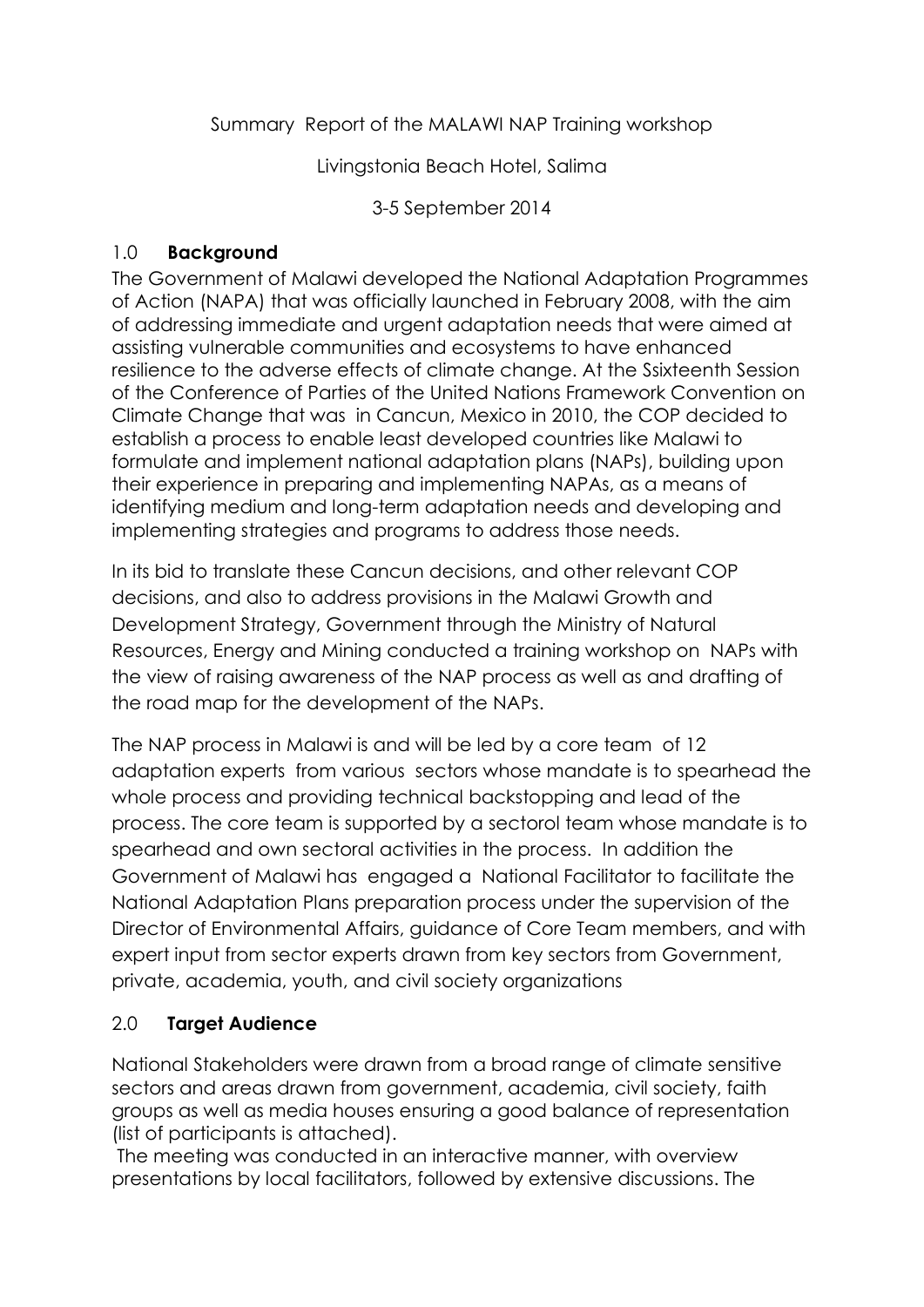Summary Report of the MALAWI NAP Training workshop

Livingstonia Beach Hotel, Salima

3-5 September 2014

## 1.0 **Background**

The Government of Malawi developed the National Adaptation Programmes of Action (NAPA) that was officially launched in February 2008, with the aim of addressing immediate and urgent adaptation needs that were aimed at assisting vulnerable communities and ecosystems to have enhanced resilience to the adverse effects of climate change. At the Ssixteenth Session of the Conference of Parties of the United Nations Framework Convention on Climate Change that was in Cancun, Mexico in 2010, the COP decided to establish a process to enable least developed countries like Malawi to formulate and implement national adaptation plans (NAPs), building upon their experience in preparing and implementing NAPAs, as a means of identifying medium and long-term adaptation needs and developing and implementing strategies and programs to address those needs.

In its bid to translate these Cancun decisions, and other relevant COP decisions, and also to address provisions in the Malawi Growth and Development Strategy, Government through the Ministry of Natural Resources, Energy and Mining conducted a training workshop on NAPs with the view of raising awareness of the NAP process as well as and drafting of the road map for the development of the NAPs.

The NAP process in Malawi is and will be led by a core team of 12 adaptation experts from various sectors whose mandate is to spearhead the whole process and providing technical backstopping and lead of the process. The core team is supported by a sectorol team whose mandate is to spearhead and own sectoral activities in the process. In addition the Government of Malawi has engaged a National Facilitator to facilitate the National Adaptation Plans preparation process under the supervision of the Director of Environmental Affairs, guidance of Core Team members, and with expert input from sector experts drawn from key sectors from Government, private, academia, youth, and civil society organizations

## 2.0 **Target Audience**

National Stakeholders were drawn from a broad range of climate sensitive sectors and areas drawn from government, academia, civil society, faith groups as well as media houses ensuring a good balance of representation (list of participants is attached).

The meeting was conducted in an interactive manner, with overview presentations by local facilitators, followed by extensive discussions. The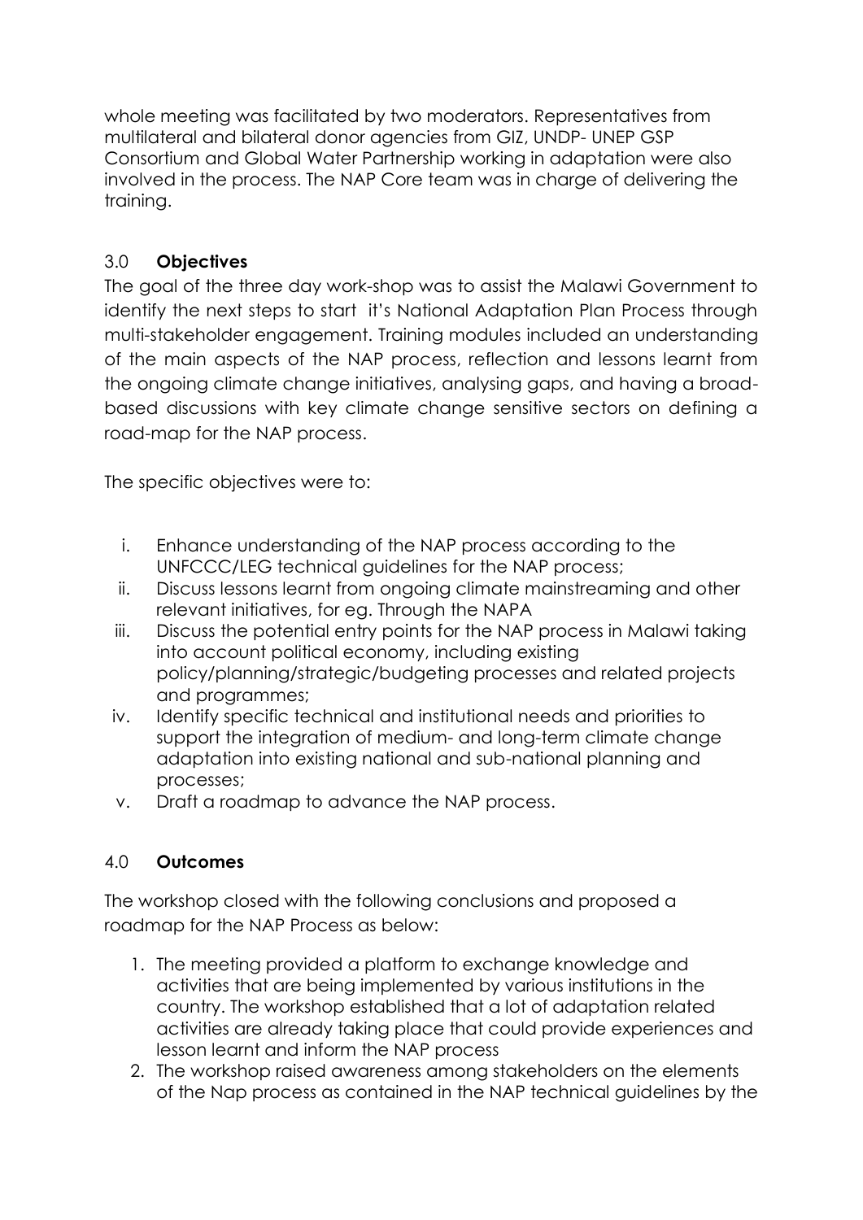whole meeting was facilitated by two moderators. Representatives from multilateral and bilateral donor agencies from GIZ, UNDP- UNEP GSP Consortium and Global Water Partnership working in adaptation were also involved in the process. The NAP Core team was in charge of delivering the training.

## 3.0 **Objectives**

The goal of the three day work-shop was to assist the Malawi Government to identify the next steps to start it's National Adaptation Plan Process through multi-stakeholder engagement. Training modules included an understanding of the main aspects of the NAP process, reflection and lessons learnt from the ongoing climate change initiatives, analysing gaps, and having a broad-based discussions with key climate change sensitive sectors on defining a road-map for the NAP process.

The specific objectives were to:

i. Enhance understanding of the NAP process according to the UNFCCC/LEG technical guidelines for the NAP process;
ii. Discuss lessons learnt from ongoing climate mainstreaming and other relevant initiatives, for eg. Through the NAPA
iii. Discuss the potential entry points for the NAP process in Malawi taking into account political economy, including existing policy/planning/strategic/budgeting processes and related projects and programmes;
iv. Identify specific technical and institutional needs and priorities to support the integration of medium- and long-term climate change adaptation into existing national and sub-national planning and processes;
v. Draft a roadmap to advance the NAP process.

## 4.0 **Outcomes**

The workshop closed with the following conclusions and proposed a roadmap for the NAP Process as below:

1. The meeting provided a platform to exchange knowledge and activities that are being implemented by various institutions in the country. The workshop established that a lot of adaptation related activities are already taking place that could provide experiences and lesson learnt and inform the NAP process
2. The workshop raised awareness among stakeholders on the elements of the Nap process as contained in the NAP technical guidelines by the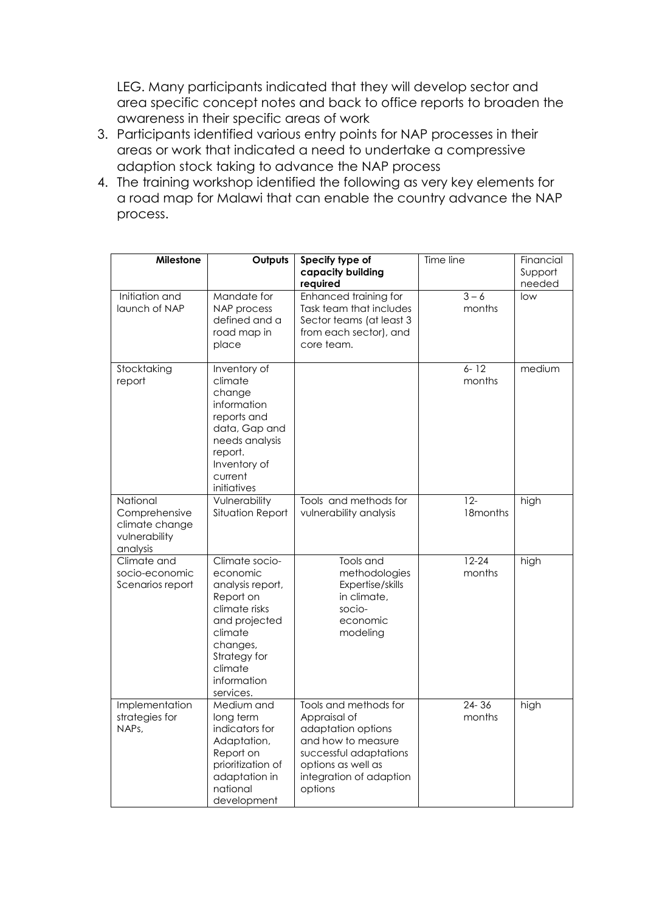LEG. Many participants indicated that they will develop sector and area specific concept notes and back to office reports to broaden the awareness in their specific areas of work

3. Participants identified various entry points for NAP processes in their areas or work that indicated a need to undertake a compressive adaption stock taking to advance the NAP process
4. The training workshop identified the following as very key elements for a road map for Malawi that can enable the country advance the NAP process.

| **Milestone** | **Outputs** | **Specify type of capacity building required** | Time line | Financial Support needed |
|---|---|---|---|---|
| Initiation and launch of NAP | Mandate for NAP process defined and a road map in place | Enhanced training for Task team that includes Sector teams (at least 3 from each sector), and core team. | 3 – 6 months | low |
| Stocktaking report | Inventory of climate change information reports and data, Gap and needs analysis report. Inventory of current initiatives | | 6- 12 months | medium |
| National Comprehensive climate change vulnerability analysis | Vulnerability Situation Report | Tools and methods for vulnerability analysis | 12- 18months | high |
| Climate and socio-economic Scenarios report | Climate socio-economic analysis report, Report on climate risks and projected climate changes, Strategy for climate information services. | Tools and methodologies Expertise/skills in climate, socio-economic modeling | 12-24 months | high |
| Implementation strategies for NAPs, | Medium and long term indicators for Adaptation, Report on prioritization of adaptation in national development | Tools and methods for Appraisal of adaptation options and how to measure successful adaptations options as well as integration of adaption options | 24- 36 months | high |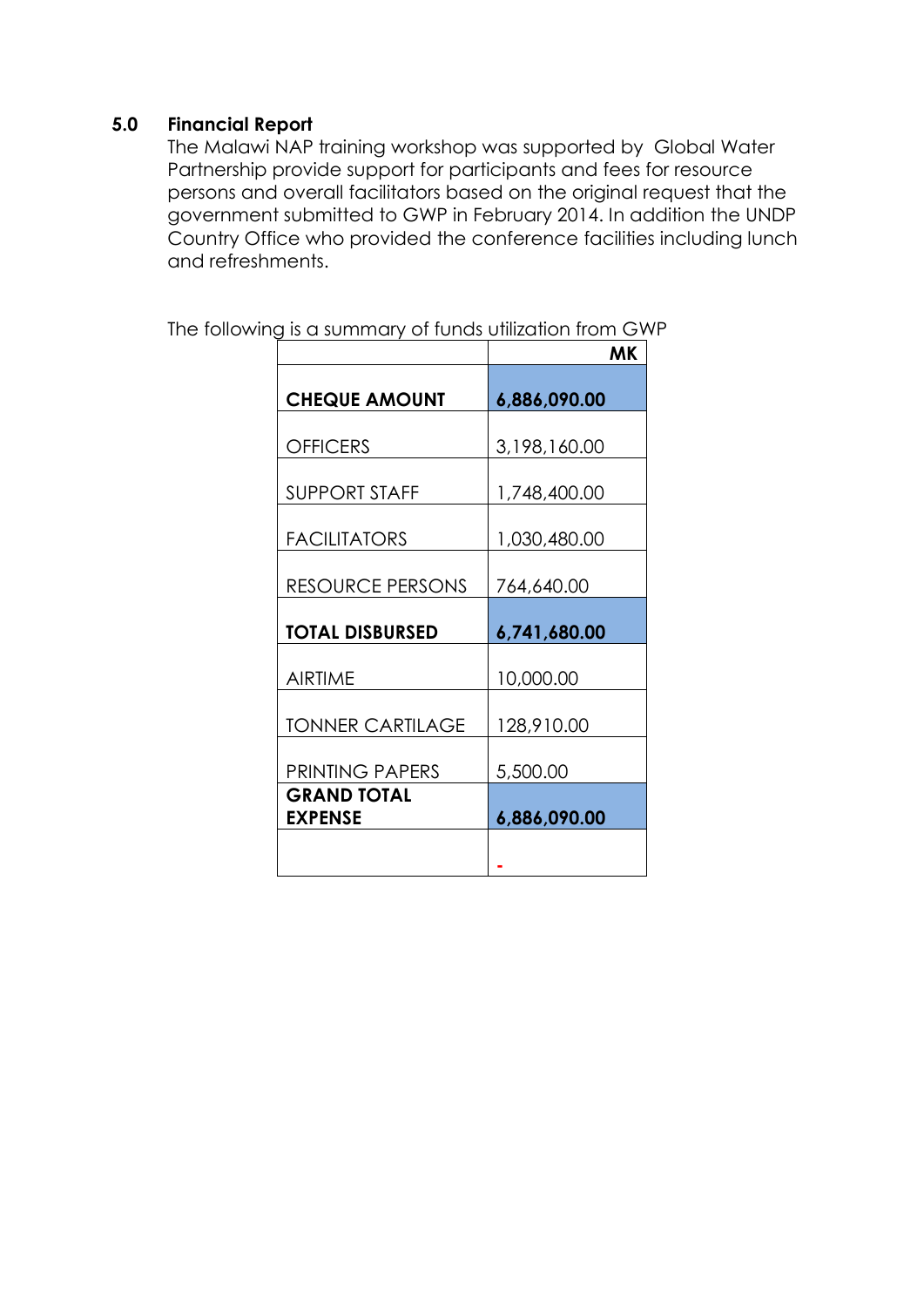## 5.0 Financial Report

The Malawi NAP training workshop was supported by Global Water Partnership provide support for participants and fees for resource persons and overall facilitators based on the original request that the government submitted to GWP in February 2014. In addition the UNDP Country Office who provided the conference facilities including lunch and refreshments.

The following is a summary of funds utilization from GWP

| | **MK** |
|---|---|
| **CHEQUE AMOUNT** | **6,886,090.00** |
| OFFICERS | 3,198,160.00 |
| SUPPORT STAFF | 1,748,400.00 |
| FACILITATORS | 1,030,480.00 |
| RESOURCE PERSONS | 764,640.00 |
| **TOTAL DISBURSED** | **6,741,680.00** |
| AIRTIME | 10,000.00 |
| TONNER CARTILAGE | 128,910.00 |
| PRINTING PAPERS | 5,500.00 |
| **GRAND TOTAL EXPENSE** | **6,886,090.00** |
| | - |